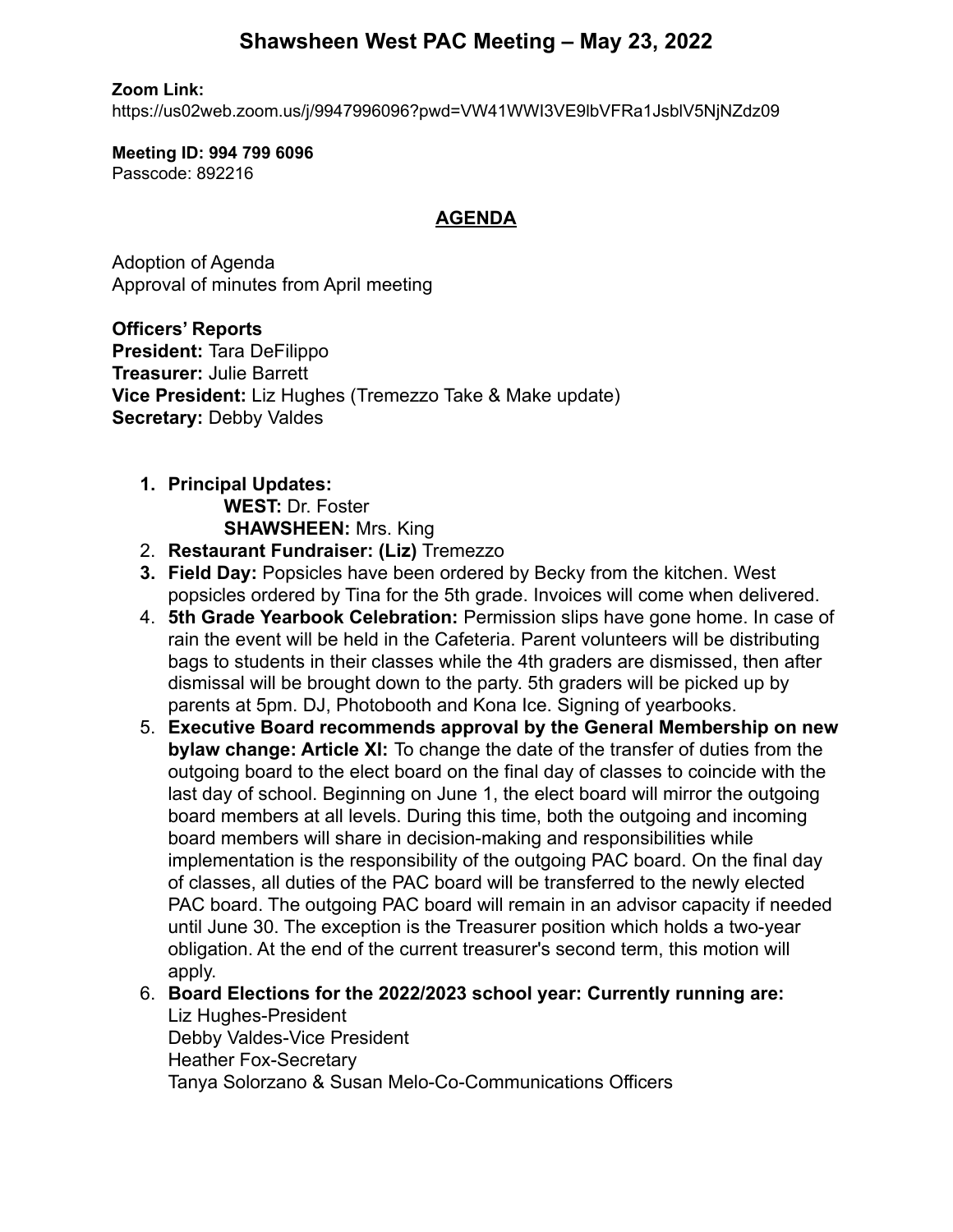# Shawsheen West PAC Meeting – May 23, 2022

**Zoom Link:**
https://us02web.zoom.us/j/9947996096?pwd=VW41WWI3VE9lbVFRa1JsblV5NjNZdz09

**Meeting ID: 994 799 6096**
Passcode: 892216

## AGENDA

Adoption of Agenda
Approval of minutes from April meeting

**Officers' Reports**
**President:** Tara DeFilippo
**Treasurer:** Julie Barrett
**Vice President:** Liz Hughes (Tremezzo Take & Make update)
**Secretary:** Debby Valdes

1. **Principal Updates:**
   **WEST:** Dr. Foster
   **SHAWSHEEN:** Mrs. King
2. **Restaurant Fundraiser: (Liz)** Tremezzo
3. **Field Day:** Popsicles have been ordered by Becky from the kitchen. West popsicles ordered by Tina for the 5th grade. Invoices will come when delivered.
4. **5th Grade Yearbook Celebration:** Permission slips have gone home. In case of rain the event will be held in the Cafeteria. Parent volunteers will be distributing bags to students in their classes while the 4th graders are dismissed, then after dismissal will be brought down to the party. 5th graders will be picked up by parents at 5pm. DJ, Photobooth and Kona Ice. Signing of yearbooks.
5. **Executive Board recommends approval by the General Membership on new bylaw change: Article XI:** To change the date of the transfer of duties from the outgoing board to the elect board on the final day of classes to coincide with the last day of school. Beginning on June 1, the elect board will mirror the outgoing board members at all levels. During this time, both the outgoing and incoming board members will share in decision-making and responsibilities while implementation is the responsibility of the outgoing PAC board. On the final day of classes, all duties of the PAC board will be transferred to the newly elected PAC board. The outgoing PAC board will remain in an advisor capacity if needed until June 30. The exception is the Treasurer position which holds a two-year obligation. At the end of the current treasurer's second term, this motion will apply.
6. **Board Elections for the 2022/2023 school year: Currently running are:**
   Liz Hughes-President
   Debby Valdes-Vice President
   Heather Fox-Secretary
   Tanya Solorzano & Susan Melo-Co-Communications Officers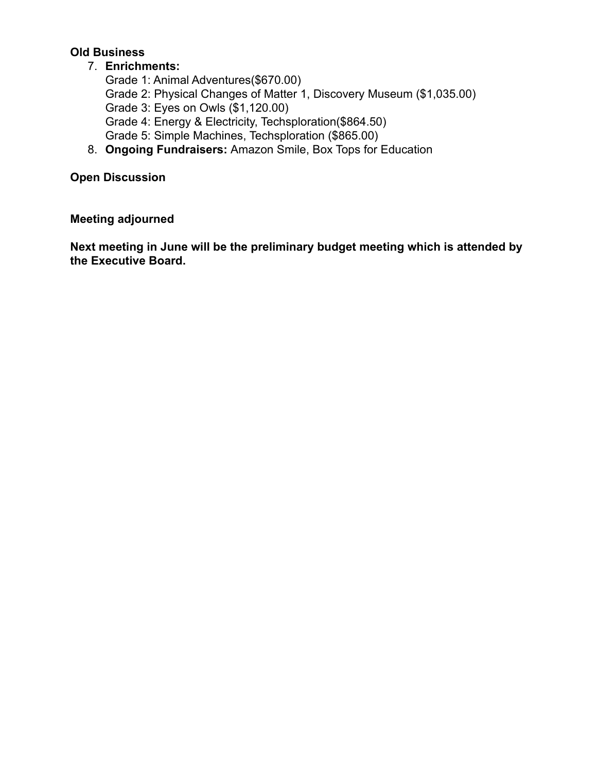**Old Business**

7. **Enrichments:**
   Grade 1: Animal Adventures($670.00)
   Grade 2: Physical Changes of Matter 1, Discovery Museum ($1,035.00)
   Grade 3: Eyes on Owls ($1,120.00)
   Grade 4: Energy & Electricity, Techsploration($864.50)
   Grade 5: Simple Machines, Techsploration ($865.00)
8. **Ongoing Fundraisers:** Amazon Smile, Box Tops for Education

**Open Discussion**

**Meeting adjourned**

**Next meeting in June will be the preliminary budget meeting which is attended by the Executive Board.**